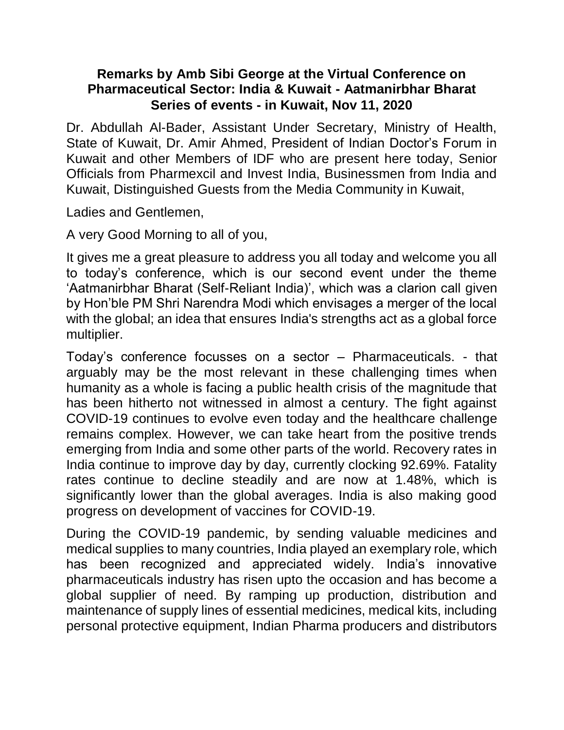# Remarks by Amb Sibi George at the Virtual Conference on Pharmaceutical Sector: India & Kuwait - Aatmanirbhar Bharat Series of events - in Kuwait, Nov 11, 2020

Dr. Abdullah Al-Bader, Assistant Under Secretary, Ministry of Health, State of Kuwait, Dr. Amir Ahmed, President of Indian Doctor's Forum in Kuwait and other Members of IDF who are present here today, Senior Officials from Pharmexcil and Invest India, Businessmen from India and Kuwait, Distinguished Guests from the Media Community in Kuwait,

Ladies and Gentlemen,

A very Good Morning to all of you,

It gives me a great pleasure to address you all today and welcome you all to today's conference, which is our second event under the theme 'Aatmanirbhar Bharat (Self-Reliant India)', which was a clarion call given by Hon'ble PM Shri Narendra Modi which envisages a merger of the local with the global; an idea that ensures India's strengths act as a global force multiplier.

Today's conference focusses on a sector – Pharmaceuticals. - that arguably may be the most relevant in these challenging times when humanity as a whole is facing a public health crisis of the magnitude that has been hitherto not witnessed in almost a century. The fight against COVID-19 continues to evolve even today and the healthcare challenge remains complex. However, we can take heart from the positive trends emerging from India and some other parts of the world. Recovery rates in India continue to improve day by day, currently clocking 92.69%. Fatality rates continue to decline steadily and are now at 1.48%, which is significantly lower than the global averages. India is also making good progress on development of vaccines for COVID-19.

During the COVID-19 pandemic, by sending valuable medicines and medical supplies to many countries, India played an exemplary role, which has been recognized and appreciated widely. India's innovative pharmaceuticals industry has risen upto the occasion and has become a global supplier of need. By ramping up production, distribution and maintenance of supply lines of essential medicines, medical kits, including personal protective equipment, Indian Pharma producers and distributors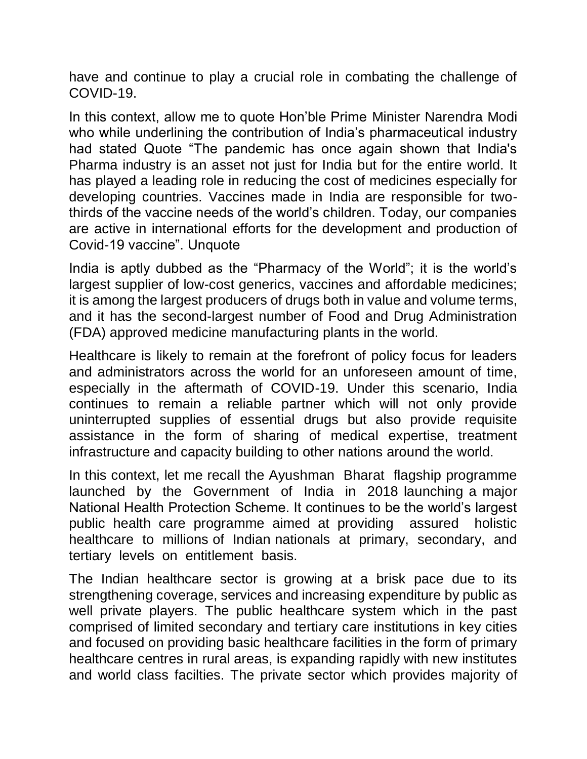have and continue to play a crucial role in combating the challenge of COVID-19.

In this context, allow me to quote Hon'ble Prime Minister Narendra Modi who while underlining the contribution of India's pharmaceutical industry had stated Quote "The pandemic has once again shown that India's Pharma industry is an asset not just for India but for the entire world. It has played a leading role in reducing the cost of medicines especially for developing countries. Vaccines made in India are responsible for two-thirds of the vaccine needs of the world's children. Today, our companies are active in international efforts for the development and production of Covid-19 vaccine". Unquote

India is aptly dubbed as the "Pharmacy of the World"; it is the world's largest supplier of low-cost generics, vaccines and affordable medicines; it is among the largest producers of drugs both in value and volume terms, and it has the second-largest number of Food and Drug Administration (FDA) approved medicine manufacturing plants in the world.

Healthcare is likely to remain at the forefront of policy focus for leaders and administrators across the world for an unforeseen amount of time, especially in the aftermath of COVID-19. Under this scenario, India continues to remain a reliable partner which will not only provide uninterrupted supplies of essential drugs but also provide requisite assistance in the form of sharing of medical expertise, treatment infrastructure and capacity building to other nations around the world.

In this context, let me recall the Ayushman Bharat flagship programme launched by the Government of India in 2018 launching a major National Health Protection Scheme. It continues to be the world's largest public health care programme aimed at providing assured holistic healthcare to millions of Indian nationals at primary, secondary, and tertiary levels on entitlement basis.

The Indian healthcare sector is growing at a brisk pace due to its strengthening coverage, services and increasing expenditure by public as well private players. The public healthcare system which in the past comprised of limited secondary and tertiary care institutions in key cities and focused on providing basic healthcare facilities in the form of primary healthcare centres in rural areas, is expanding rapidly with new institutes and world class facilties. The private sector which provides majority of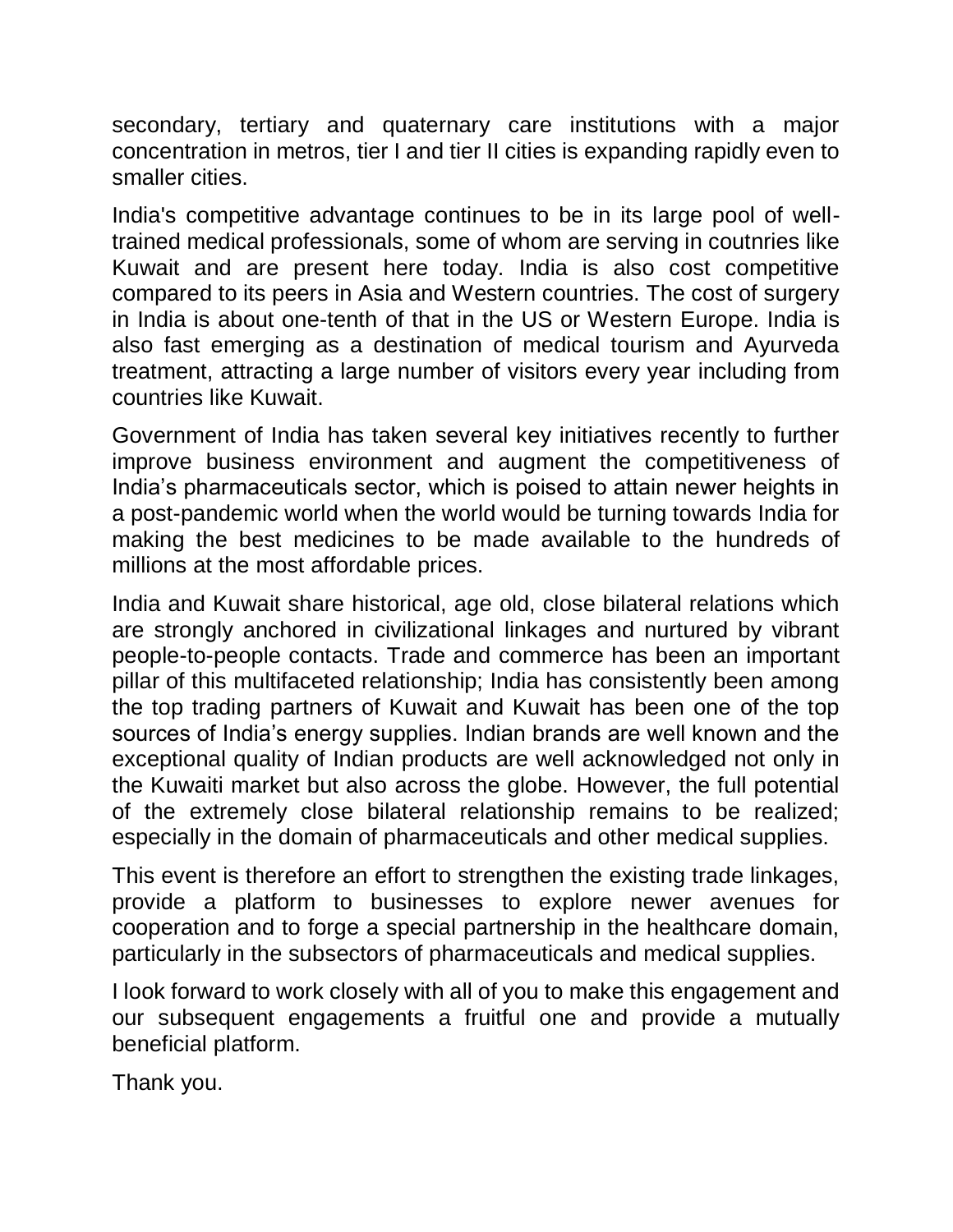secondary, tertiary and quaternary care institutions with a major concentration in metros, tier I and tier II cities is expanding rapidly even to smaller cities.

India's competitive advantage continues to be in its large pool of well-trained medical professionals, some of whom are serving in coutnries like Kuwait and are present here today. India is also cost competitive compared to its peers in Asia and Western countries. The cost of surgery in India is about one-tenth of that in the US or Western Europe. India is also fast emerging as a destination of medical tourism and Ayurveda treatment, attracting a large number of visitors every year including from countries like Kuwait.

Government of India has taken several key initiatives recently to further improve business environment and augment the competitiveness of India's pharmaceuticals sector, which is poised to attain newer heights in a post-pandemic world when the world would be turning towards India for making the best medicines to be made available to the hundreds of millions at the most affordable prices.

India and Kuwait share historical, age old, close bilateral relations which are strongly anchored in civilizational linkages and nurtured by vibrant people-to-people contacts. Trade and commerce has been an important pillar of this multifaceted relationship; India has consistently been among the top trading partners of Kuwait and Kuwait has been one of the top sources of India's energy supplies. Indian brands are well known and the exceptional quality of Indian products are well acknowledged not only in the Kuwaiti market but also across the globe. However, the full potential of the extremely close bilateral relationship remains to be realized; especially in the domain of pharmaceuticals and other medical supplies.

This event is therefore an effort to strengthen the existing trade linkages, provide a platform to businesses to explore newer avenues for cooperation and to forge a special partnership in the healthcare domain, particularly in the subsectors of pharmaceuticals and medical supplies.

I look forward to work closely with all of you to make this engagement and our subsequent engagements a fruitful one and provide a mutually beneficial platform.

Thank you.